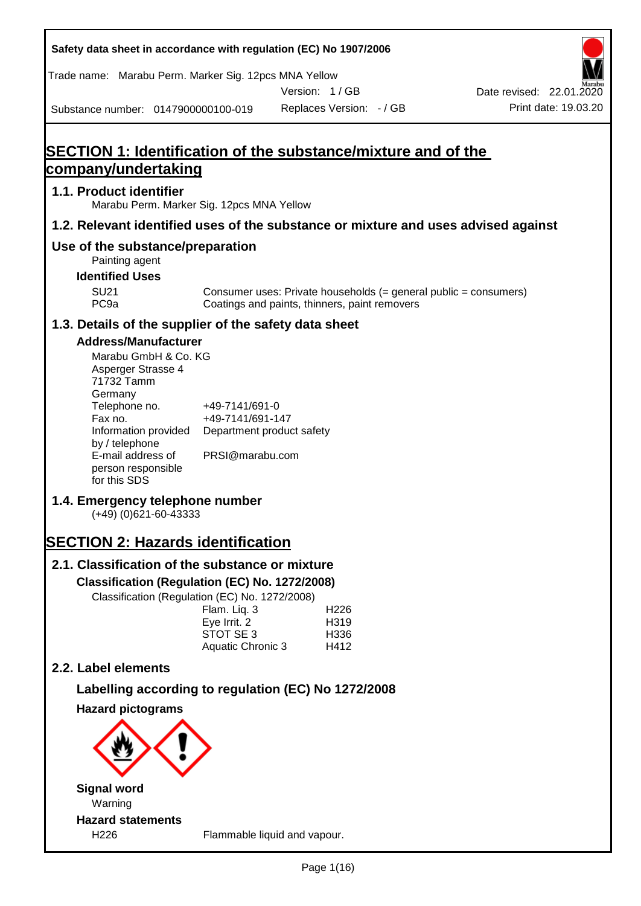Safety data sheet in accordance with regulation (EC) No 1907/2006

Trade name: Marabu Perm. Marker Sig. 12pcs MNA Yellow

Version: 1 / GB

Date revised: 22.01.2020

Substance number: 0147900000100-019

Replaces Version: - / GB

Print date: 19.03.20

# SECTION 1: Identification of the substance/mixture and of the company/undertaking

## 1.1. Product identifier

Marabu Perm. Marker Sig. 12pcs MNA Yellow

## 1.2. Relevant identified uses of the substance or mixture and uses advised against

### Use of the substance/preparation

Painting agent

**Identified Uses**

| | |
|---|---|
| SU21 | Consumer uses: Private households (= general public = consumers) |
| PC9a | Coatings and paints, thinners, paint removers |

## 1.3. Details of the supplier of the safety data sheet

**Address/Manufacturer**

Marabu GmbH & Co. KG
Asperger Strasse 4
71732 Tamm
Germany

| | |
|---|---|
| Telephone no. | +49-7141/691-0 |
| Fax no. | +49-7141/691-147 |
| Information provided by / telephone | Department product safety |
| E-mail address of person responsible for this SDS | PRSI@marabu.com |

## 1.4. Emergency telephone number

(+49) (0)621-60-43333

# SECTION 2: Hazards identification

## 2.1. Classification of the substance or mixture

**Classification (Regulation (EC) No. 1272/2008)**

Classification (Regulation (EC) No. 1272/2008)

| | |
|---|---|
| Flam. Liq. 3 | H226 |
| Eye Irrit. 2 | H319 |
| STOT SE 3 | H336 |
| Aquatic Chronic 3 | H412 |

## 2.2. Label elements

### Labelling according to regulation (EC) No 1272/2008

**Hazard pictograms**

**Signal word**

Warning

**Hazard statements**

| | |
|---|---|
| H226 | Flammable liquid and vapour. |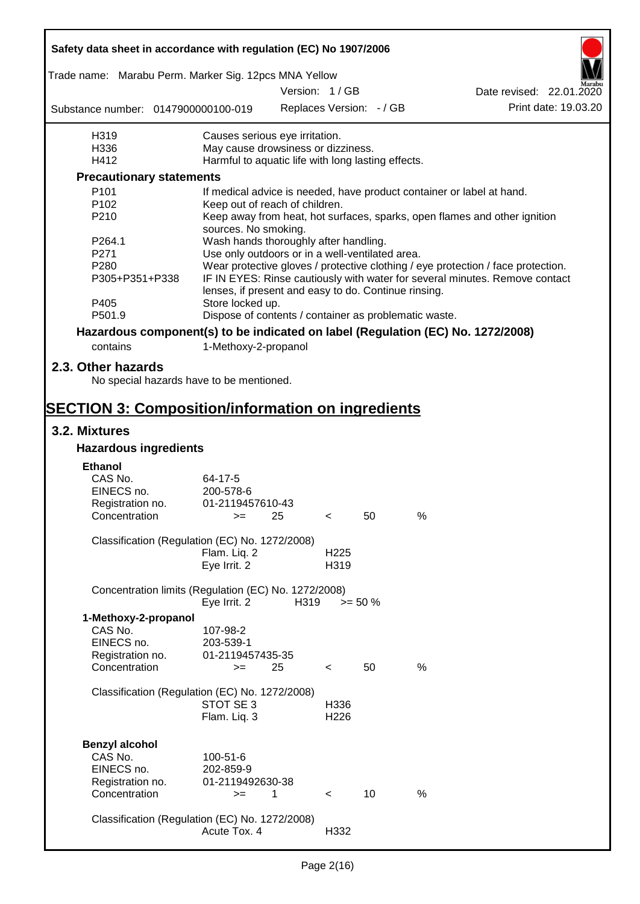| | |
|---|---|
| H319 | Causes serious eye irritation. |
| H336 | May cause drowsiness or dizziness. |
| H412 | Harmful to aquatic life with long lasting effects. |

**Precautionary statements**

| | |
|---|---|
| P101 | If medical advice is needed, have product container or label at hand. |
| P102 | Keep out of reach of children. |
| P210 | Keep away from heat, hot surfaces, sparks, open flames and other ignition sources. No smoking. |
| P264.1 | Wash hands thoroughly after handling. |
| P271 | Use only outdoors or in a well-ventilated area. |
| P280 | Wear protective gloves / protective clothing / eye protection / face protection. |
| P305+P351+P338 | IF IN EYES: Rinse cautiously with water for several minutes. Remove contact lenses, if present and easy to do. Continue rinsing. |
| P405 | Store locked up. |
| P501.9 | Dispose of contents / container as problematic waste. |

**Hazardous component(s) to be indicated on label (Regulation (EC) No. 1272/2008)**

contains 1-Methoxy-2-propanol

## 2.3. Other hazards

No special hazards have to be mentioned.

# SECTION 3: Composition/information on ingredients

## 3.2. Mixtures

### Hazardous ingredients

**Ethanol**

| | |
|---|---|
| CAS No. | 64-17-5 |
| EINECS no. | 200-578-6 |
| Registration no. | 01-2119457610-43 |
| Concentration | >= 25 < 50 % |

Classification (Regulation (EC) No. 1272/2008)

| | |
|---|---|
| Flam. Liq. 2 | H225 |
| Eye Irrit. 2 | H319 |

Concentration limits (Regulation (EC) No. 1272/2008)

| | | |
|---|---|---|
| Eye Irrit. 2 | H319 | >= 50 % |

**1-Methoxy-2-propanol**

| | |
|---|---|
| CAS No. | 107-98-2 |
| EINECS no. | 203-539-1 |
| Registration no. | 01-2119457435-35 |
| Concentration | >= 25 < 50 % |

Classification (Regulation (EC) No. 1272/2008)

| | |
|---|---|
| STOT SE 3 | H336 |
| Flam. Liq. 3 | H226 |

**Benzyl alcohol**

| | |
|---|---|
| CAS No. | 100-51-6 |
| EINECS no. | 202-859-9 |
| Registration no. | 01-2119492630-38 |
| Concentration | >= 1 < 10 % |

Classification (Regulation (EC) No. 1272/2008)

| | |
|---|---|
| Acute Tox. 4 | H332 |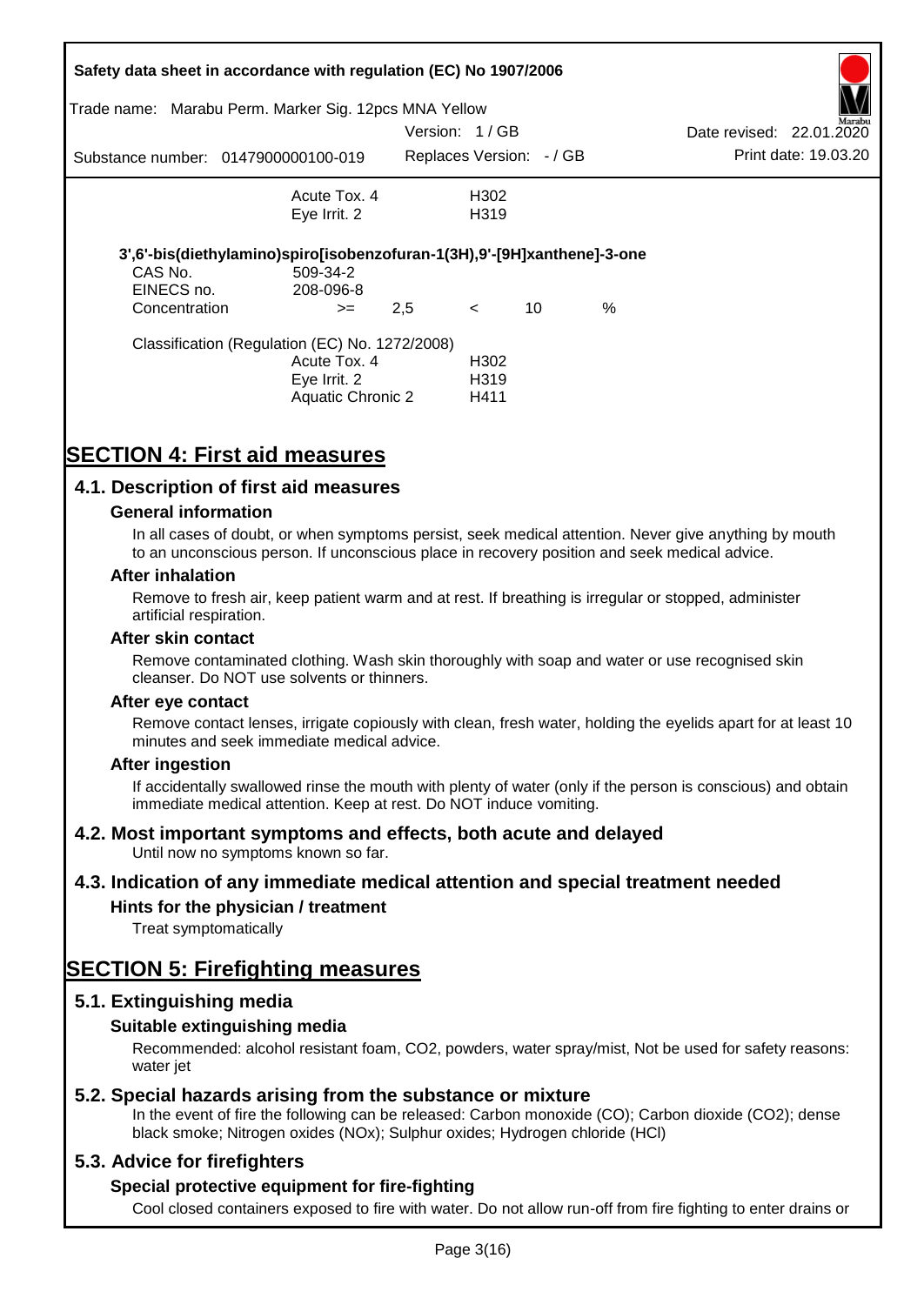| | | |
|---|---|---|
| | Acute Tox. 4 | H302 |
| | Eye Irrit. 2 | H319 |

**3',6'-bis(diethylamino)spiro[isobenzofuran-1(3H),9'-[9H]xanthene]-3-one**

| | | | | | |
|---|---|---|---|---|---|
| CAS No. | 509-34-2 | | | | |
| EINECS no. | 208-096-8 | | | | |
| Concentration | >= | 2,5 | < | 10 | % |

Classification (Regulation (EC) No. 1272/2008)

| | |
|---|---|
| Acute Tox. 4 | H302 |
| Eye Irrit. 2 | H319 |
| Aquatic Chronic 2 | H411 |

# SECTION 4: First aid measures

## 4.1. Description of first aid measures

### General information

In all cases of doubt, or when symptoms persist, seek medical attention. Never give anything by mouth to an unconscious person. If unconscious place in recovery position and seek medical advice.

### After inhalation

Remove to fresh air, keep patient warm and at rest. If breathing is irregular or stopped, administer artificial respiration.

### After skin contact

Remove contaminated clothing. Wash skin thoroughly with soap and water or use recognised skin cleanser. Do NOT use solvents or thinners.

### After eye contact

Remove contact lenses, irrigate copiously with clean, fresh water, holding the eyelids apart for at least 10 minutes and seek immediate medical advice.

### After ingestion

If accidentally swallowed rinse the mouth with plenty of water (only if the person is conscious) and obtain immediate medical attention. Keep at rest. Do NOT induce vomiting.

## 4.2. Most important symptoms and effects, both acute and delayed

Until now no symptoms known so far.

## 4.3. Indication of any immediate medical attention and special treatment needed

### Hints for the physician / treatment

Treat symptomatically

# SECTION 5: Firefighting measures

## 5.1. Extinguishing media

### Suitable extinguishing media

Recommended: alcohol resistant foam, $CO_2$, powders, water spray/mist, Not be used for safety reasons: water jet

## 5.2. Special hazards arising from the substance or mixture

In the event of fire the following can be released: Carbon monoxide (CO); Carbon dioxide ($CO_2$); dense black smoke; Nitrogen oxides ($NO_x$); Sulphur oxides; Hydrogen chloride (HCl)

## 5.3. Advice for firefighters

### Special protective equipment for fire-fighting

Cool closed containers exposed to fire with water. Do not allow run-off from fire fighting to enter drains or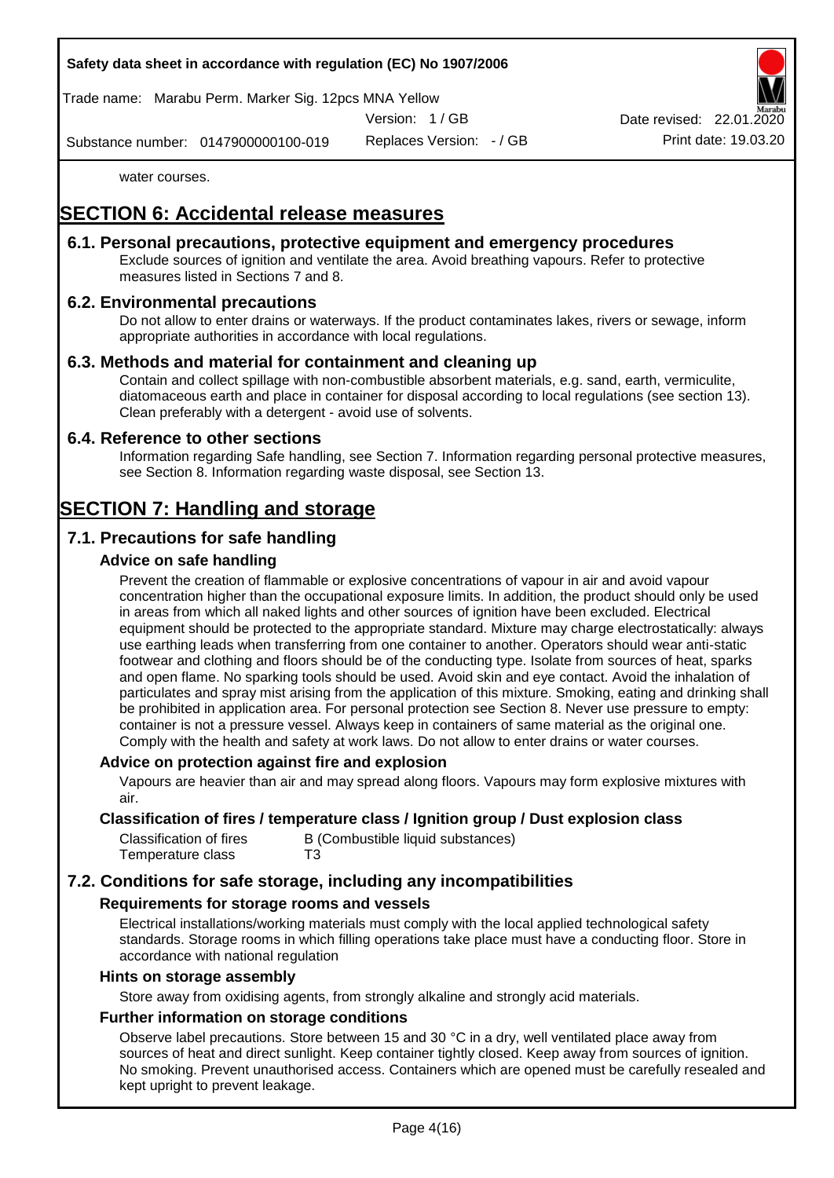water courses.

# SECTION 6: Accidental release measures

## 6.1. Personal precautions, protective equipment and emergency procedures

Exclude sources of ignition and ventilate the area. Avoid breathing vapours. Refer to protective measures listed in Sections 7 and 8.

## 6.2. Environmental precautions

Do not allow to enter drains or waterways. If the product contaminates lakes, rivers or sewage, inform appropriate authorities in accordance with local regulations.

## 6.3. Methods and material for containment and cleaning up

Contain and collect spillage with non-combustible absorbent materials, e.g. sand, earth, vermiculite, diatomaceous earth and place in container for disposal according to local regulations (see section 13). Clean preferably with a detergent - avoid use of solvents.

## 6.4. Reference to other sections

Information regarding Safe handling, see Section 7. Information regarding personal protective measures, see Section 8. Information regarding waste disposal, see Section 13.

# SECTION 7: Handling and storage

## 7.1. Precautions for safe handling

### Advice on safe handling

Prevent the creation of flammable or explosive concentrations of vapour in air and avoid vapour concentration higher than the occupational exposure limits. In addition, the product should only be used in areas from which all naked lights and other sources of ignition have been excluded. Electrical equipment should be protected to the appropriate standard. Mixture may charge electrostatically: always use earthing leads when transferring from one container to another. Operators should wear anti-static footwear and clothing and floors should be of the conducting type. Isolate from sources of heat, sparks and open flame. No sparking tools should be used. Avoid skin and eye contact. Avoid the inhalation of particulates and spray mist arising from the application of this mixture. Smoking, eating and drinking shall be prohibited in application area. For personal protection see Section 8. Never use pressure to empty: container is not a pressure vessel. Always keep in containers of same material as the original one. Comply with the health and safety at work laws. Do not allow to enter drains or water courses.

### Advice on protection against fire and explosion

Vapours are heavier than air and may spread along floors. Vapours may form explosive mixtures with air.

### Classification of fires / temperature class / Ignition group / Dust explosion class

| | |
|---|---|
| Classification of fires | B (Combustible liquid substances) |
| Temperature class | T3 |

## 7.2. Conditions for safe storage, including any incompatibilities

### Requirements for storage rooms and vessels

Electrical installations/working materials must comply with the local applied technological safety standards. Storage rooms in which filling operations take place must have a conducting floor. Store in accordance with national regulation

### Hints on storage assembly

Store away from oxidising agents, from strongly alkaline and strongly acid materials.

### Further information on storage conditions

Observe label precautions. Store between 15 and 30 °C in a dry, well ventilated place away from sources of heat and direct sunlight. Keep container tightly closed. Keep away from sources of ignition. No smoking. Prevent unauthorised access. Containers which are opened must be carefully resealed and kept upright to prevent leakage.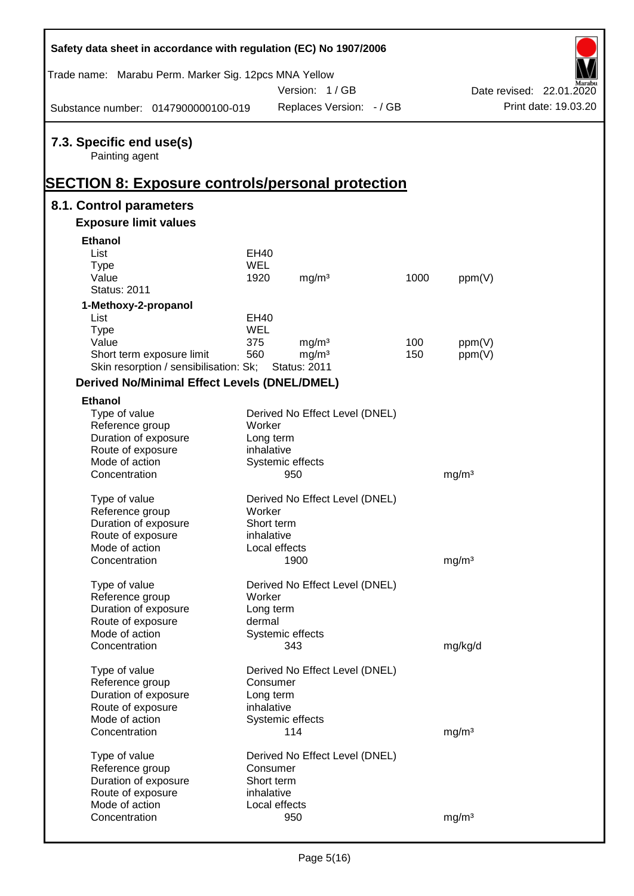## 7.3. Specific end use(s)

Painting agent

# SECTION 8: Exposure controls/personal protection

## 8.1. Control parameters

### Exposure limit values

**Ethanol**

| | | | | |
|---|---|---|---|---|
| List | EH40 | | | |
| Type | WEL | | | |
| Value | 1920 | mg/m³ | 1000 | ppm(V) |
| Status: 2011 | | | | |

**1-Methoxy-2-propanol**

| | | | | |
|---|---|---|---|---|
| List | EH40 | | | |
| Type | WEL | | | |
| Value | 375 | mg/m³ | 100 | ppm(V) |
| Short term exposure limit | 560 | mg/m³ | 150 | ppm(V) |
| Skin resorption / sensibilisation: Sk; | Status: 2011 | | | |

### Derived No/Minimal Effect Levels (DNEL/DMEL)

**Ethanol**

| | | |
|---|---|---|
| Type of value | Derived No Effect Level (DNEL) | |
| Reference group | Worker | |
| Duration of exposure | Long term | |
| Route of exposure | inhalative | |
| Mode of action | Systemic effects | |
| Concentration | 950 | mg/m³ |

| | | |
|---|---|---|
| Type of value | Derived No Effect Level (DNEL) | |
| Reference group | Worker | |
| Duration of exposure | Short term | |
| Route of exposure | inhalative | |
| Mode of action | Local effects | |
| Concentration | 1900 | mg/m³ |

| | | |
|---|---|---|
| Type of value | Derived No Effect Level (DNEL) | |
| Reference group | Worker | |
| Duration of exposure | Long term | |
| Route of exposure | dermal | |
| Mode of action | Systemic effects | |
| Concentration | 343 | mg/kg/d |

| | | |
|---|---|---|
| Type of value | Derived No Effect Level (DNEL) | |
| Reference group | Consumer | |
| Duration of exposure | Long term | |
| Route of exposure | inhalative | |
| Mode of action | Systemic effects | |
| Concentration | 114 | mg/m³ |

| | | |
|---|---|---|
| Type of value | Derived No Effect Level (DNEL) | |
| Reference group | Consumer | |
| Duration of exposure | Short term | |
| Route of exposure | inhalative | |
| Mode of action | Local effects | |
| Concentration | 950 | mg/m³ |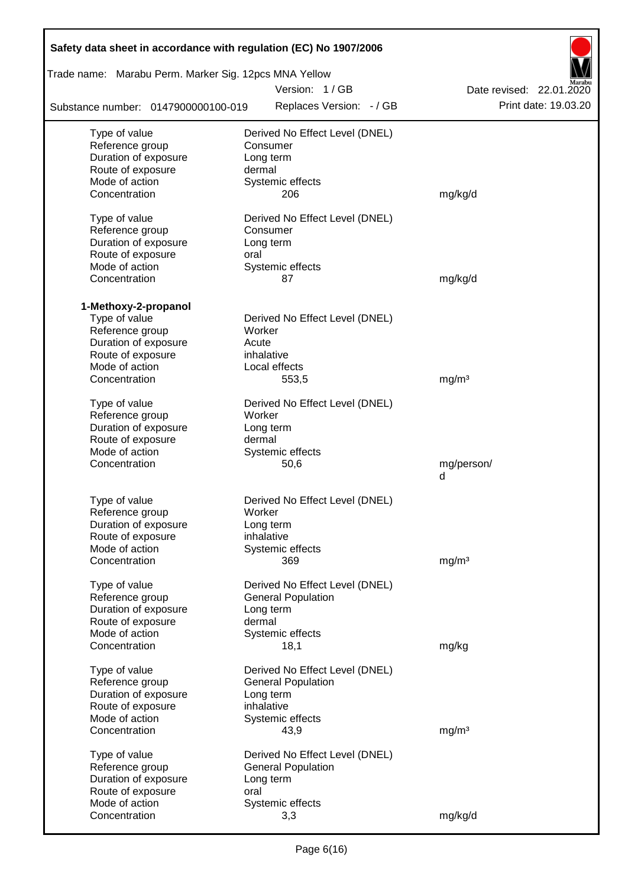| | | |
|---|---|---|
| Type of value | Derived No Effect Level (DNEL) | |
| Reference group | Consumer | |
| Duration of exposure | Long term | |
| Route of exposure | dermal | |
| Mode of action | Systemic effects | |
| Concentration | 206 | mg/kg/d |
| | | |
| Type of value | Derived No Effect Level (DNEL) | |
| Reference group | Consumer | |
| Duration of exposure | Long term | |
| Route of exposure | oral | |
| Mode of action | Systemic effects | |
| Concentration | 87 | mg/kg/d |

**1-Methoxy-2-propanol**

| | | |
|---|---|---|
| Type of value | Derived No Effect Level (DNEL) | |
| Reference group | Worker | |
| Duration of exposure | Acute | |
| Route of exposure | inhalative | |
| Mode of action | Local effects | |
| Concentration | 553,5 | mg/m³ |
| | | |
| Type of value | Derived No Effect Level (DNEL) | |
| Reference group | Worker | |
| Duration of exposure | Long term | |
| Route of exposure | dermal | |
| Mode of action | Systemic effects | |
| Concentration | 50,6 | mg/person/d |
| | | |
| Type of value | Derived No Effect Level (DNEL) | |
| Reference group | Worker | |
| Duration of exposure | Long term | |
| Route of exposure | inhalative | |
| Mode of action | Systemic effects | |
| Concentration | 369 | mg/m³ |
| | | |
| Type of value | Derived No Effect Level (DNEL) | |
| Reference group | General Population | |
| Duration of exposure | Long term | |
| Route of exposure | dermal | |
| Mode of action | Systemic effects | |
| Concentration | 18,1 | mg/kg |
| | | |
| Type of value | Derived No Effect Level (DNEL) | |
| Reference group | General Population | |
| Duration of exposure | Long term | |
| Route of exposure | inhalative | |
| Mode of action | Systemic effects | |
| Concentration | 43,9 | mg/m³ |
| | | |
| Type of value | Derived No Effect Level (DNEL) | |
| Reference group | General Population | |
| Duration of exposure | Long term | |
| Route of exposure | oral | |
| Mode of action | Systemic effects | |
| Concentration | 3,3 | mg/kg/d |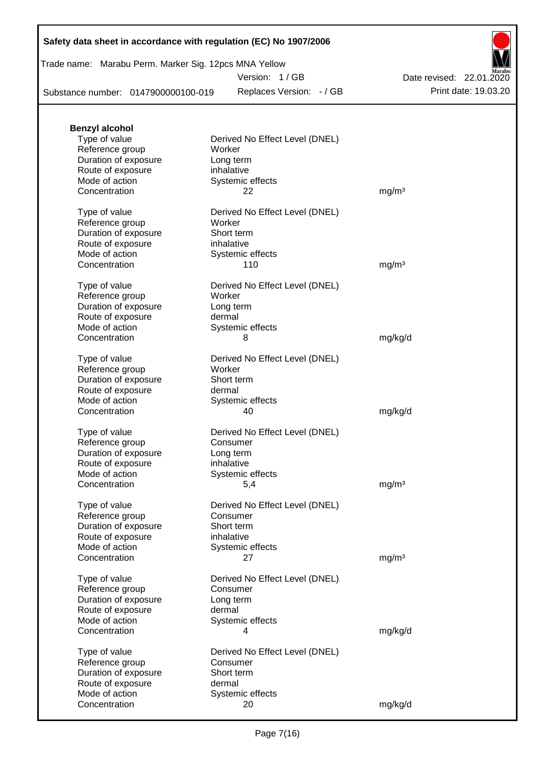**Benzyl alcohol**

| | | |
|---|---|---|
| Type of value | Derived No Effect Level (DNEL) | |
| Reference group | Worker | |
| Duration of exposure | Long term | |
| Route of exposure | inhalative | |
| Mode of action | Systemic effects | |
| Concentration | 22 | mg/m³ |

| | | |
|---|---|---|
| Type of value | Derived No Effect Level (DNEL) | |
| Reference group | Worker | |
| Duration of exposure | Short term | |
| Route of exposure | inhalative | |
| Mode of action | Systemic effects | |
| Concentration | 110 | mg/m³ |

| | | |
|---|---|---|
| Type of value | Derived No Effect Level (DNEL) | |
| Reference group | Worker | |
| Duration of exposure | Long term | |
| Route of exposure | dermal | |
| Mode of action | Systemic effects | |
| Concentration | 8 | mg/kg/d |

| | | |
|---|---|---|
| Type of value | Derived No Effect Level (DNEL) | |
| Reference group | Worker | |
| Duration of exposure | Short term | |
| Route of exposure | dermal | |
| Mode of action | Systemic effects | |
| Concentration | 40 | mg/kg/d |

| | | |
|---|---|---|
| Type of value | Derived No Effect Level (DNEL) | |
| Reference group | Consumer | |
| Duration of exposure | Long term | |
| Route of exposure | inhalative | |
| Mode of action | Systemic effects | |
| Concentration | 5,4 | mg/m³ |

| | | |
|---|---|---|
| Type of value | Derived No Effect Level (DNEL) | |
| Reference group | Consumer | |
| Duration of exposure | Short term | |
| Route of exposure | inhalative | |
| Mode of action | Systemic effects | |
| Concentration | 27 | mg/m³ |

| | | |
|---|---|---|
| Type of value | Derived No Effect Level (DNEL) | |
| Reference group | Consumer | |
| Duration of exposure | Long term | |
| Route of exposure | dermal | |
| Mode of action | Systemic effects | |
| Concentration | 4 | mg/kg/d |

| | | |
|---|---|---|
| Type of value | Derived No Effect Level (DNEL) | |
| Reference group | Consumer | |
| Duration of exposure | Short term | |
| Route of exposure | dermal | |
| Mode of action | Systemic effects | |
| Concentration | 20 | mg/kg/d |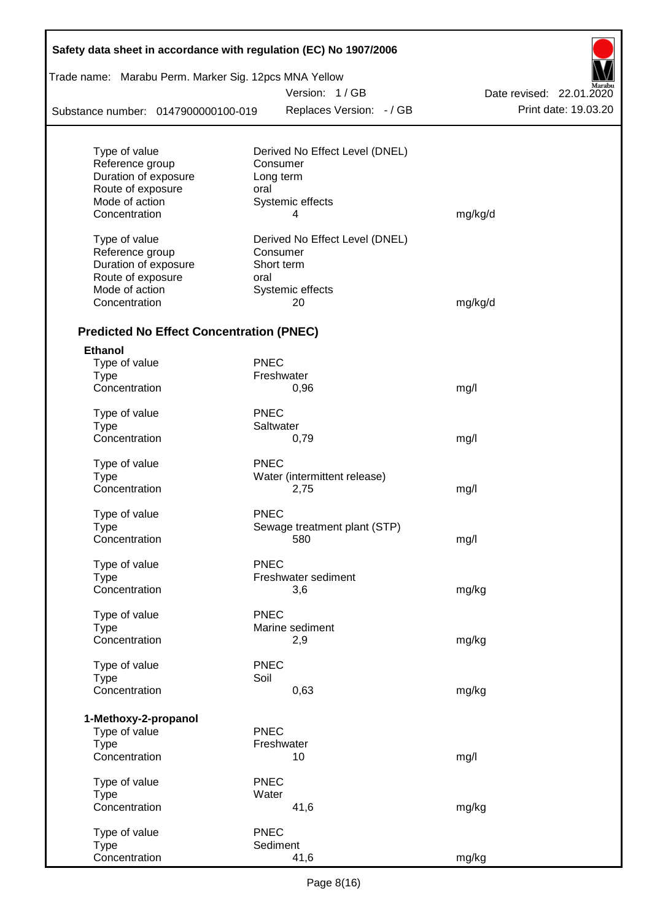| | | |
|---|---|---|
| Type of value | Derived No Effect Level (DNEL) | |
| Reference group | Consumer | |
| Duration of exposure | Long term | |
| Route of exposure | oral | |
| Mode of action | Systemic effects | |
| Concentration | 4 | mg/kg/d |

| | | |
|---|---|---|
| Type of value | Derived No Effect Level (DNEL) | |
| Reference group | Consumer | |
| Duration of exposure | Short term | |
| Route of exposure | oral | |
| Mode of action | Systemic effects | |
| Concentration | 20 | mg/kg/d |

## Predicted No Effect Concentration (PNEC)

**Ethanol**

| | | |
|---|---|---|
| Type of value | PNEC | |
| Type | Freshwater | |
| Concentration | 0,96 | mg/l |

| | | |
|---|---|---|
| Type of value | PNEC | |
| Type | Saltwater | |
| Concentration | 0,79 | mg/l |

| | | |
|---|---|---|
| Type of value | PNEC | |
| Type | Water (intermittent release) | |
| Concentration | 2,75 | mg/l |

| | | |
|---|---|---|
| Type of value | PNEC | |
| Type | Sewage treatment plant (STP) | |
| Concentration | 580 | mg/l |

| | | |
|---|---|---|
| Type of value | PNEC | |
| Type | Freshwater sediment | |
| Concentration | 3,6 | mg/kg |

| | | |
|---|---|---|
| Type of value | PNEC | |
| Type | Marine sediment | |
| Concentration | 2,9 | mg/kg |

| | | |
|---|---|---|
| Type of value | PNEC | |
| Type | Soil | |
| Concentration | 0,63 | mg/kg |

**1-Methoxy-2-propanol**

| | | |
|---|---|---|
| Type of value | PNEC | |
| Type | Freshwater | |
| Concentration | 10 | mg/l |

| | | |
|---|---|---|
| Type of value | PNEC | |
| Type | Water | |
| Concentration | 41,6 | mg/kg |

| | | |
|---|---|---|
| Type of value | PNEC | |
| Type | Sediment | |
| Concentration | 41,6 | mg/kg |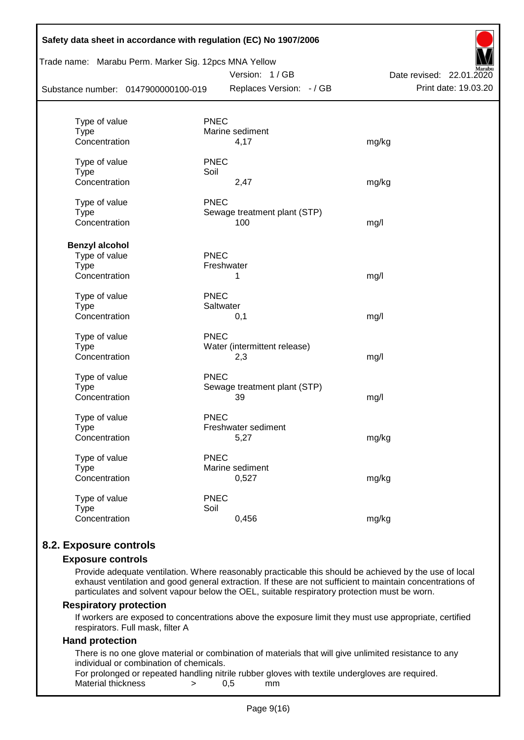| | | |
|---|---|---|
| Type of value | PNEC | |
| Type | Marine sediment | |
| Concentration | 4,17 | mg/kg |
| | | |
| Type of value | PNEC | |
| Type | Soil | |
| Concentration | 2,47 | mg/kg |
| | | |
| Type of value | PNEC | |
| Type | Sewage treatment plant (STP) | |
| Concentration | 100 | mg/l |

**Benzyl alcohol**

| | | |
|---|---|---|
| Type of value | PNEC | |
| Type | Freshwater | |
| Concentration | 1 | mg/l |
| | | |
| Type of value | PNEC | |
| Type | Saltwater | |
| Concentration | 0,1 | mg/l |
| | | |
| Type of value | PNEC | |
| Type | Water (intermittent release) | |
| Concentration | 2,3 | mg/l |
| | | |
| Type of value | PNEC | |
| Type | Sewage treatment plant (STP) | |
| Concentration | 39 | mg/l |
| | | |
| Type of value | PNEC | |
| Type | Freshwater sediment | |
| Concentration | 5,27 | mg/kg |
| | | |
| Type of value | PNEC | |
| Type | Marine sediment | |
| Concentration | 0,527 | mg/kg |
| | | |
| Type of value | PNEC | |
| Type | Soil | |
| Concentration | 0,456 | mg/kg |

## 8.2. Exposure controls

### Exposure controls

Provide adequate ventilation. Where reasonably practicable this should be achieved by the use of local exhaust ventilation and good general extraction. If these are not sufficient to maintain concentrations of particulates and solvent vapour below the OEL, suitable respiratory protection must be worn.

### Respiratory protection

If workers are exposed to concentrations above the exposure limit they must use appropriate, certified respirators. Full mask, filter A

### Hand protection

There is no one glove material or combination of materials that will give unlimited resistance to any individual or combination of chemicals.

For prolonged or repeated handling nitrile rubber gloves with textile undergloves are required.

Material thickness > 0,5 mm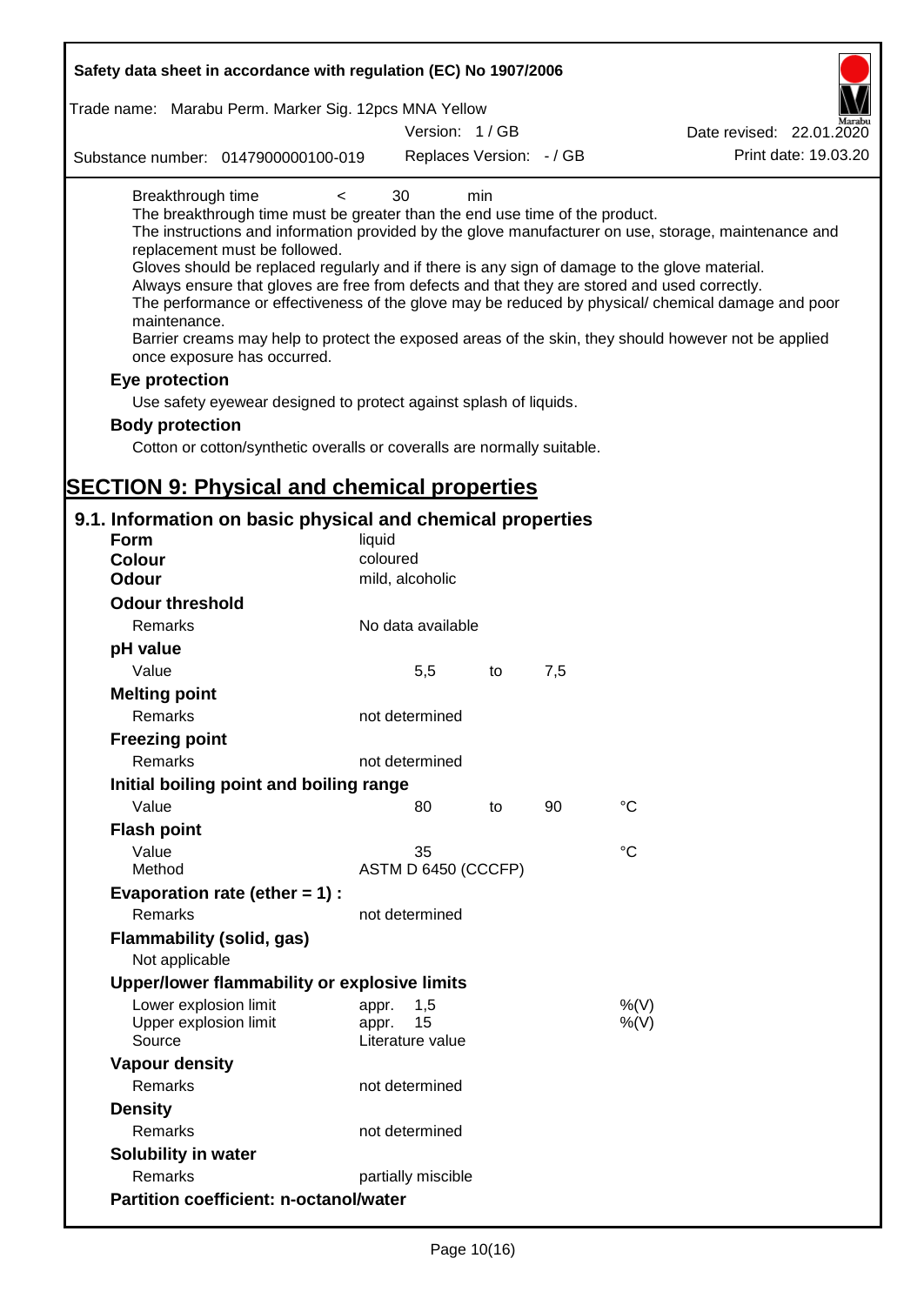Breakthrough time < 30 min

The breakthrough time must be greater than the end use time of the product.

The instructions and information provided by the glove manufacturer on use, storage, maintenance and replacement must be followed.

Gloves should be replaced regularly and if there is any sign of damage to the glove material.

Always ensure that gloves are free from defects and that they are stored and used correctly.

The performance or effectiveness of the glove may be reduced by physical/ chemical damage and poor maintenance.

Barrier creams may help to protect the exposed areas of the skin, they should however not be applied once exposure has occurred.

**Eye protection**

Use safety eyewear designed to protect against splash of liquids.

**Body protection**

Cotton or cotton/synthetic overalls or coveralls are normally suitable.

# SECTION 9: Physical and chemical properties

## 9.1. Information on basic physical and chemical properties

| | | | | |
|---|---|---|---|---|
| **Form** | liquid | | | |
| **Colour** | coloured | | | |
| **Odour** | mild, alcoholic | | | |
| **Odour threshold** | | | | |
| Remarks | No data available | | | |
| **pH value** | | | | |
| Value | 5,5 | to | 7,5 | |
| **Melting point** | | | | |
| Remarks | not determined | | | |
| **Freezing point** | | | | |
| Remarks | not determined | | | |
| **Initial boiling point and boiling range** | | | | |
| Value | 80 | to | 90 | °C |
| **Flash point** | | | | |
| Value | 35 | | | °C |
| Method | ASTM D 6450 (CCCFP) | | | |
| **Evaporation rate (ether = 1) :** | | | | |
| Remarks | not determined | | | |
| **Flammability (solid, gas)** | | | | |
| Not applicable | | | | |
| **Upper/lower flammability or explosive limits** | | | | |
| Lower explosion limit | appr. 1,5 | | | %(V) |
| Upper explosion limit | appr. 15 | | | %(V) |
| Source | Literature value | | | |
| **Vapour density** | | | | |
| Remarks | not determined | | | |
| **Density** | | | | |
| Remarks | not determined | | | |
| **Solubility in water** | | | | |
| Remarks | partially miscible | | | |
| **Partition coefficient: n-octanol/water** | | | | |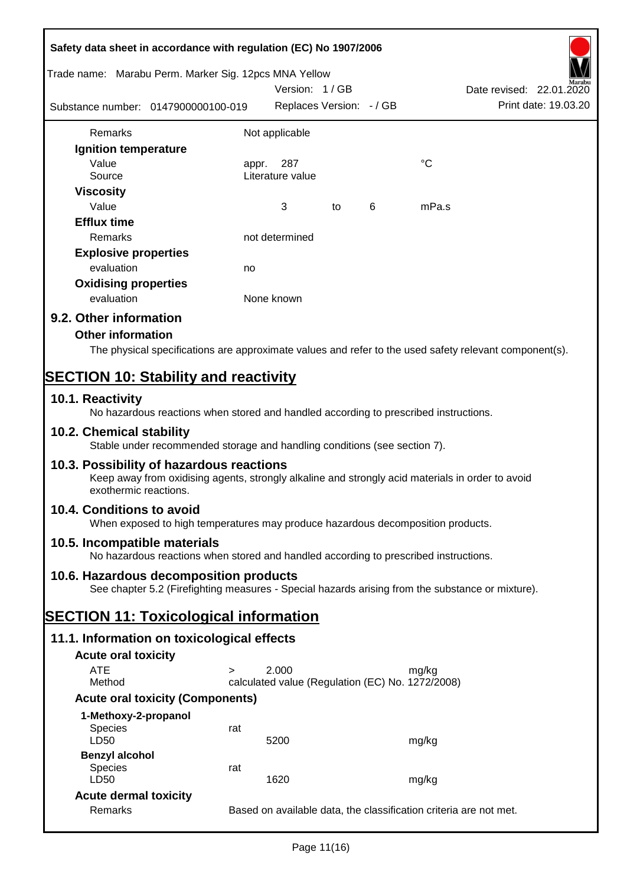| | | | | |
|---|---|---|---|---|
| Remarks | Not applicable | | | |
| **Ignition temperature** | | | | |
| Value | appr. 287 | | | °C |
| Source | Literature value | | | |
| **Viscosity** | | | | |
| Value | 3 | to | 6 | mPa.s |
| **Efflux time** | | | | |
| Remarks | not determined | | | |
| **Explosive properties** | | | | |
| evaluation | no | | | |
| **Oxidising properties** | | | | |
| evaluation | None known | | | |

## 9.2. Other information

### Other information

The physical specifications are approximate values and refer to the used safety relevant component(s).

# SECTION 10: Stability and reactivity

## 10.1. Reactivity

No hazardous reactions when stored and handled according to prescribed instructions.

## 10.2. Chemical stability

Stable under recommended storage and handling conditions (see section 7).

## 10.3. Possibility of hazardous reactions

Keep away from oxidising agents, strongly alkaline and strongly acid materials in order to avoid exothermic reactions.

## 10.4. Conditions to avoid

When exposed to high temperatures may produce hazardous decomposition products.

## 10.5. Incompatible materials

No hazardous reactions when stored and handled according to prescribed instructions.

## 10.6. Hazardous decomposition products

See chapter 5.2 (Firefighting measures - Special hazards arising from the substance or mixture).

# SECTION 11: Toxicological information

## 11.1. Information on toxicological effects

### Acute oral toxicity

| | | | |
|---|---|---|---|
| ATE | > | 2.000 | mg/kg |
| Method | calculated value (Regulation (EC) No. 1272/2008) | | |

### Acute oral toxicity (Components)

| | | | |
|---|---|---|---|
| **1-Methoxy-2-propanol** | | | |
| Species | rat | | |
| LD50 | | 5200 | mg/kg |
| **Benzyl alcohol** | | | |
| Species | rat | | |
| LD50 | | 1620 | mg/kg |

### Acute dermal toxicity

| | |
|---|---|
| Remarks | Based on available data, the classification criteria are not met. |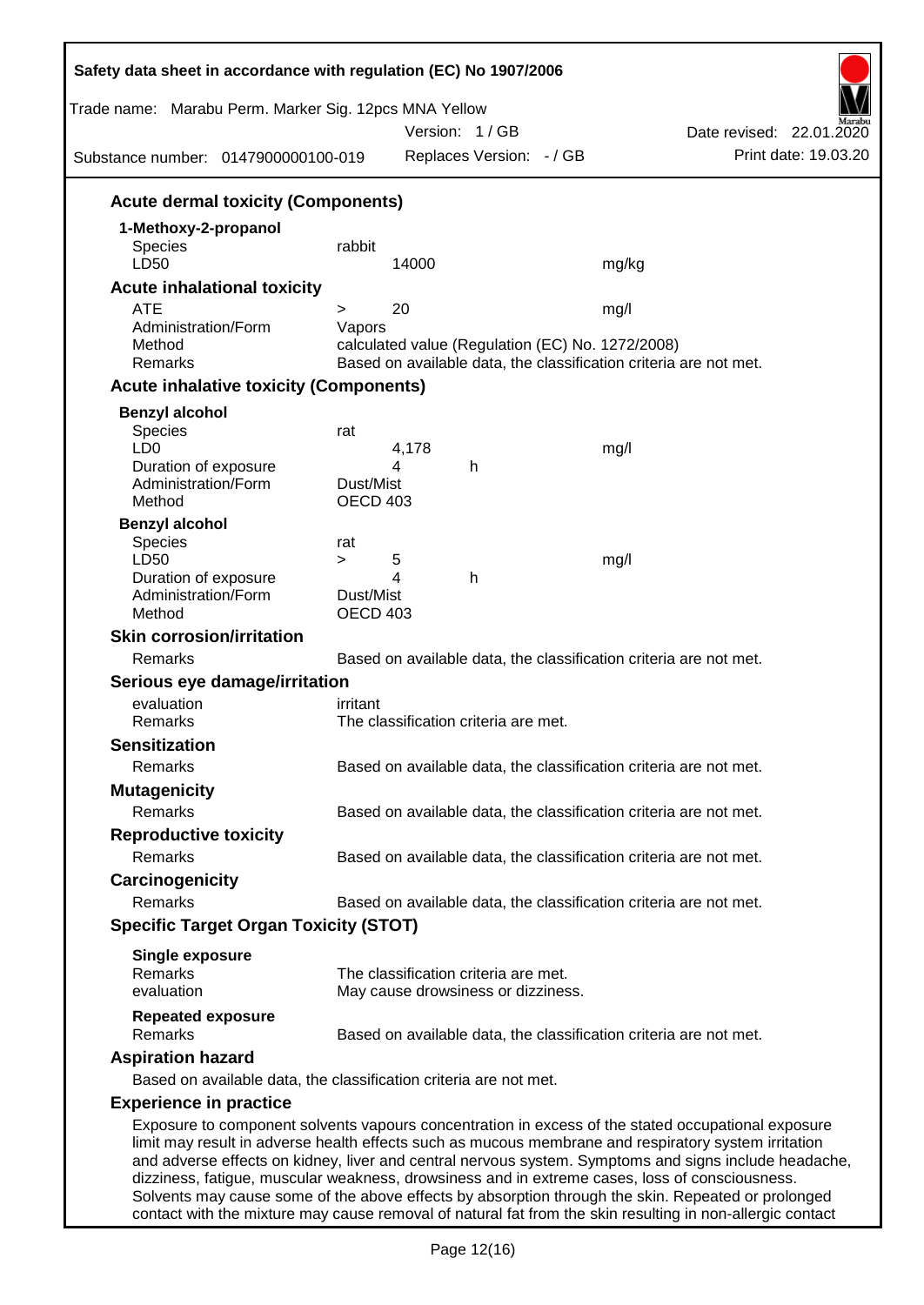### Acute dermal toxicity (Components)

**1-Methoxy-2-propanol**

| | | |
|---|---|---|
| Species | rabbit | |
| LD50 | 14000 | mg/kg |

### Acute inhalational toxicity

| | | |
|---|---|---|
| ATE | > 20 | mg/l |
| Administration/Form | Vapors | |
| Method | calculated value (Regulation (EC) No. 1272/2008) | |
| Remarks | Based on available data, the classification criteria are not met. | |

### Acute inhalative toxicity (Components)

**Benzyl alcohol**

| | | |
|---|---|---|
| Species | rat | |
| LD0 | 4,178 | mg/l |
| Duration of exposure | 4 h | |
| Administration/Form | Dust/Mist | |
| Method | OECD 403 | |

**Benzyl alcohol**

| | | |
|---|---|---|
| Species | rat | |
| LD50 | > 5 | mg/l |
| Duration of exposure | 4 h | |
| Administration/Form | Dust/Mist | |
| Method | OECD 403 | |

### Skin corrosion/irritation

Remarks: Based on available data, the classification criteria are not met.

### Serious eye damage/irritation

evaluation: irritant

Remarks: The classification criteria are met.

### Sensitization

Remarks: Based on available data, the classification criteria are not met.

### Mutagenicity

Remarks: Based on available data, the classification criteria are not met.

### Reproductive toxicity

Remarks: Based on available data, the classification criteria are not met.

### Carcinogenicity

Remarks: Based on available data, the classification criteria are not met.

### Specific Target Organ Toxicity (STOT)

**Single exposure**

Remarks: The classification criteria are met.

evaluation: May cause drowsiness or dizziness.

**Repeated exposure**

Remarks: Based on available data, the classification criteria are not met.

### Aspiration hazard

Based on available data, the classification criteria are not met.

### Experience in practice

Exposure to component solvents vapours concentration in excess of the stated occupational exposure limit may result in adverse health effects such as mucous membrane and respiratory system irritation and adverse effects on kidney, liver and central nervous system. Symptoms and signs include headache, dizziness, fatigue, muscular weakness, drowsiness and in extreme cases, loss of consciousness. Solvents may cause some of the above effects by absorption through the skin. Repeated or prolonged contact with the mixture may cause removal of natural fat from the skin resulting in non-allergic contact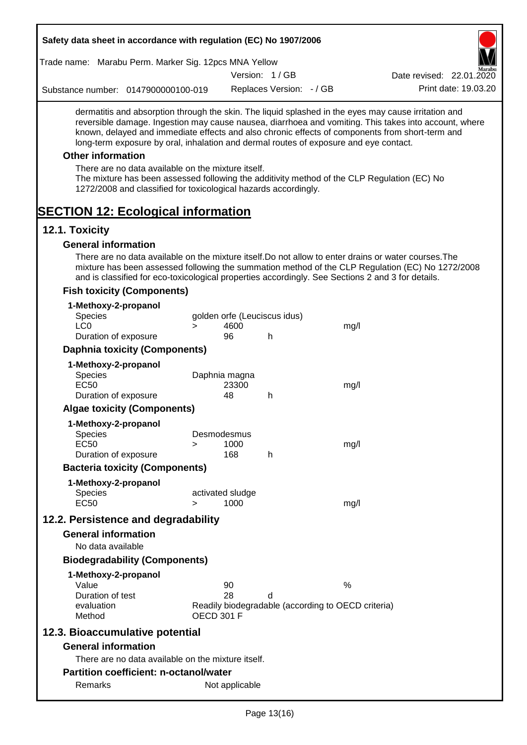dermatitis and absorption through the skin. The liquid splashed in the eyes may cause irritation and reversible damage. Ingestion may cause nausea, diarrhoea and vomiting. This takes into account, where known, delayed and immediate effects and also chronic effects of components from short-term and long-term exposure by oral, inhalation and dermal routes of exposure and eye contact.

### Other information

There are no data available on the mixture itself.
The mixture has been assessed following the additivity method of the CLP Regulation (EC) No 1272/2008 and classified for toxicological hazards accordingly.

# SECTION 12: Ecological information

## 12.1. Toxicity

### General information

There are no data available on the mixture itself.Do not allow to enter drains or water courses.The mixture has been assessed following the summation method of the CLP Regulation (EC) No 1272/2008 and is classified for eco-toxicological properties accordingly. See Sections 2 and 3 for details.

### Fish toxicity (Components)

**1-Methoxy-2-propanol**

| | | | | |
|---|---|---|---|---|
| Species | golden orfe (Leuciscus idus) | | | |
| LC0 | > | 4600 | | mg/l |
| Duration of exposure | | 96 | h | |

### Daphnia toxicity (Components)

**1-Methoxy-2-propanol**

| | | | | |
|---|---|---|---|---|
| Species | Daphnia magna | | | |
| EC50 | | 23300 | | mg/l |
| Duration of exposure | | 48 | h | |

### Algae toxicity (Components)

**1-Methoxy-2-propanol**

| | | | | |
|---|---|---|---|---|
| Species | Desmodesmus | | | |
| EC50 | > | 1000 | | mg/l |
| Duration of exposure | | 168 | h | |

### Bacteria toxicity (Components)

**1-Methoxy-2-propanol**

| | | | |
|---|---|---|---|
| Species | activated sludge | | |
| EC50 | > | 1000 | mg/l |

## 12.2. Persistence and degradability

### General information

No data available

### Biodegradability (Components)

**1-Methoxy-2-propanol**

| | | | |
|---|---|---|---|
| Value | 90 | | % |
| Duration of test | 28 | d | |
| evaluation | Readily biodegradable (according to OECD criteria) | | |
| Method | OECD 301 F | | |

## 12.3. Bioaccumulative potential

### General information

There are no data available on the mixture itself.

### Partition coefficient: n-octanol/water

| | |
|---|---|
| Remarks | Not applicable |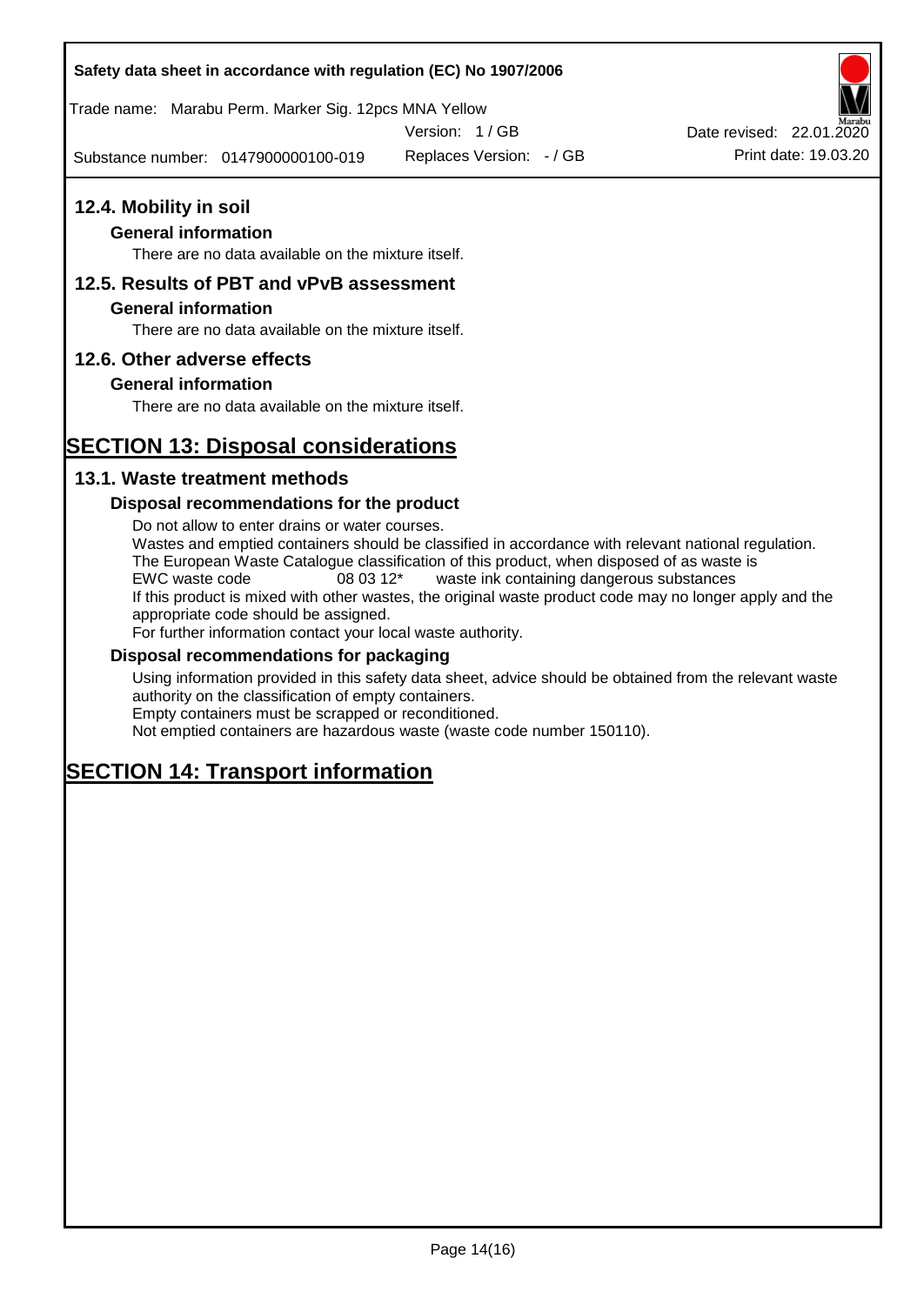## 12.4. Mobility in soil

### General information

There are no data available on the mixture itself.

## 12.5. Results of PBT and vPvB assessment

### General information

There are no data available on the mixture itself.

## 12.6. Other adverse effects

### General information

There are no data available on the mixture itself.

# SECTION 13: Disposal considerations

## 13.1. Waste treatment methods

### Disposal recommendations for the product

Do not allow to enter drains or water courses.
Wastes and emptied containers should be classified in accordance with relevant national regulation.
The European Waste Catalogue classification of this product, when disposed of as waste is
EWC waste code 08 03 12* waste ink containing dangerous substances
If this product is mixed with other wastes, the original waste product code may no longer apply and the appropriate code should be assigned.
For further information contact your local waste authority.

### Disposal recommendations for packaging

Using information provided in this safety data sheet, advice should be obtained from the relevant waste authority on the classification of empty containers.
Empty containers must be scrapped or reconditioned.
Not emptied containers are hazardous waste (waste code number 150110).

# SECTION 14: Transport information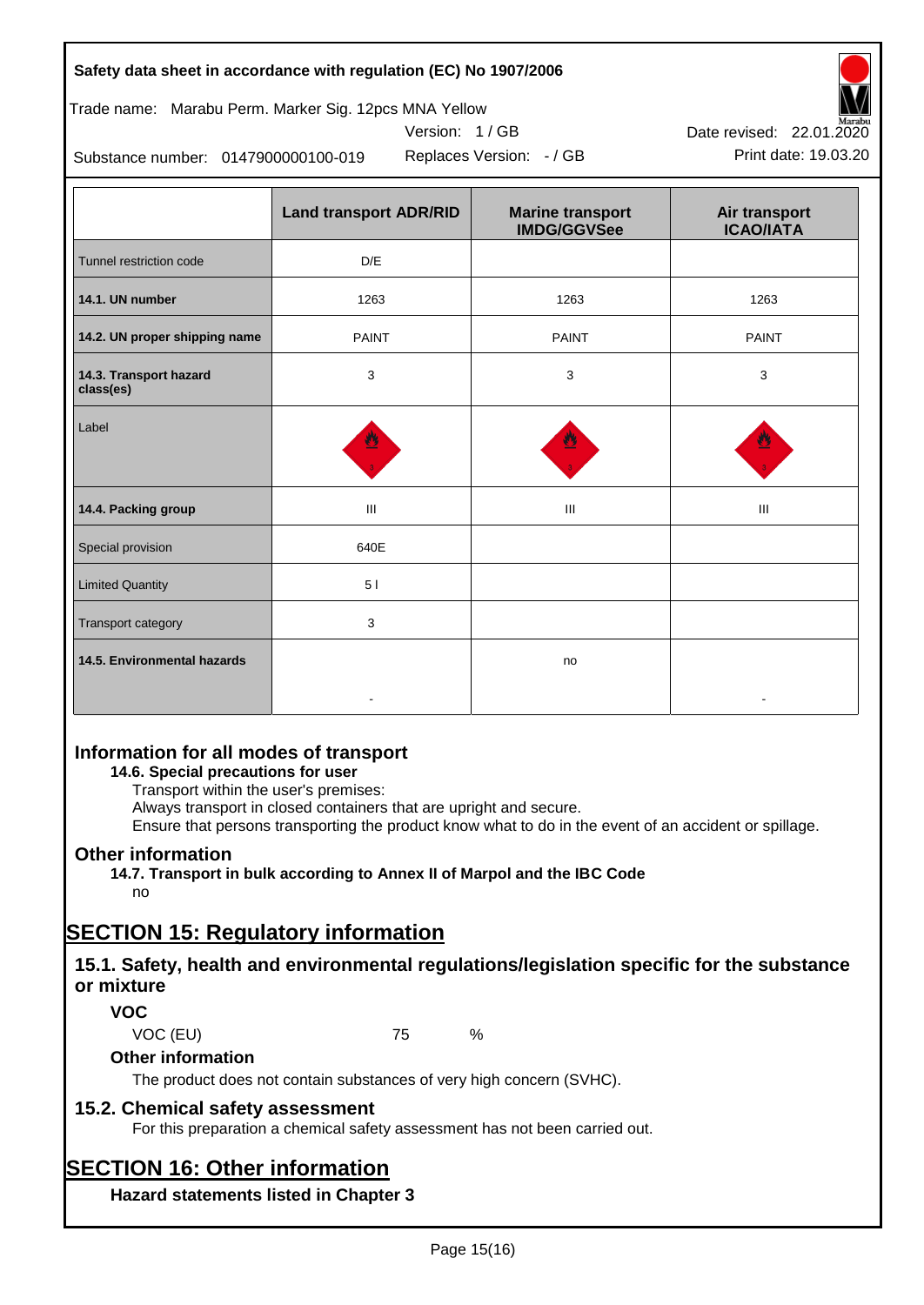| | Land transport ADR/RID | Marine transport IMDG/GGVSee | Air transport ICAO/IATA |
|---|---|---|---|
| Tunnel restriction code | D/E | | |
| **14.1. UN number** | 1263 | 1263 | 1263 |
| **14.2. UN proper shipping name** | PAINT | PAINT | PAINT |
| **14.3. Transport hazard class(es)** | 3 | 3 | 3 |
| Label | | | |
| **14.4. Packing group** | III | III | III |
| Special provision | 640E | | |
| Limited Quantity | 5 l | | |
| Transport category | 3 | | |
| **14.5. Environmental hazards** | - | no | - |

## Information for all modes of transport

### 14.6. Special precautions for user

Transport within the user's premises:
Always transport in closed containers that are upright and secure.
Ensure that persons transporting the product know what to do in the event of an accident or spillage.

## Other information

### 14.7. Transport in bulk according to Annex II of Marpol and the IBC Code

no

# SECTION 15: Regulatory information

## 15.1. Safety, health and environmental regulations/legislation specific for the substance or mixture

### VOC

VOC (EU) 75 %

### Other information

The product does not contain substances of very high concern (SVHC).

## 15.2. Chemical safety assessment

For this preparation a chemical safety assessment has not been carried out.

# SECTION 16: Other information

### Hazard statements listed in Chapter 3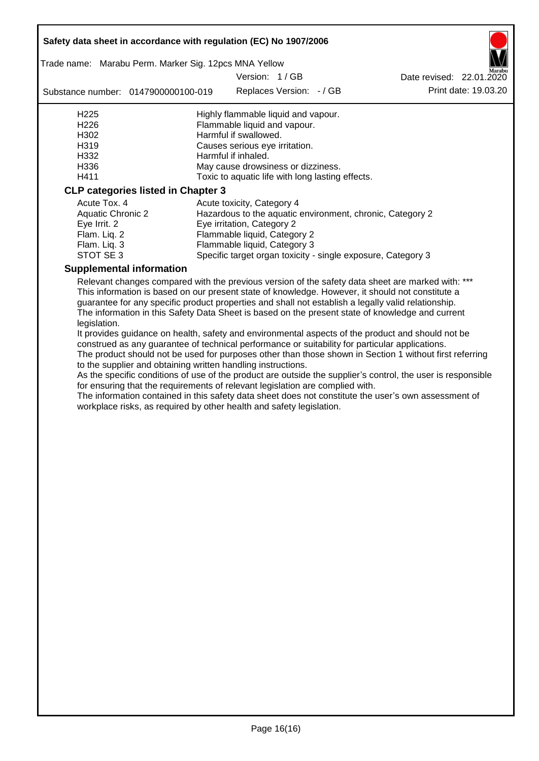| | |
|---|---|
| H225 | Highly flammable liquid and vapour. |
| H226 | Flammable liquid and vapour. |
| H302 | Harmful if swallowed. |
| H319 | Causes serious eye irritation. |
| H332 | Harmful if inhaled. |
| H336 | May cause drowsiness or dizziness. |
| H411 | Toxic to aquatic life with long lasting effects. |

### CLP categories listed in Chapter 3

| | |
|---|---|
| Acute Tox. 4 | Acute toxicity, Category 4 |
| Aquatic Chronic 2 | Hazardous to the aquatic environment, chronic, Category 2 |
| Eye Irrit. 2 | Eye irritation, Category 2 |
| Flam. Liq. 2 | Flammable liquid, Category 2 |
| Flam. Liq. 3 | Flammable liquid, Category 3 |
| STOT SE 3 | Specific target organ toxicity - single exposure, Category 3 |

### Supplemental information

Relevant changes compared with the previous version of the safety data sheet are marked with: ***
This information is based on our present state of knowledge. However, it should not constitute a guarantee for any specific product properties and shall not establish a legally valid relationship.
The information in this Safety Data Sheet is based on the present state of knowledge and current legislation.
It provides guidance on health, safety and environmental aspects of the product and should not be construed as any guarantee of technical performance or suitability for particular applications.
The product should not be used for purposes other than those shown in Section 1 without first referring to the supplier and obtaining written handling instructions.
As the specific conditions of use of the product are outside the supplier's control, the user is responsible for ensuring that the requirements of relevant legislation are complied with.
The information contained in this safety data sheet does not constitute the user's own assessment of workplace risks, as required by other health and safety legislation.